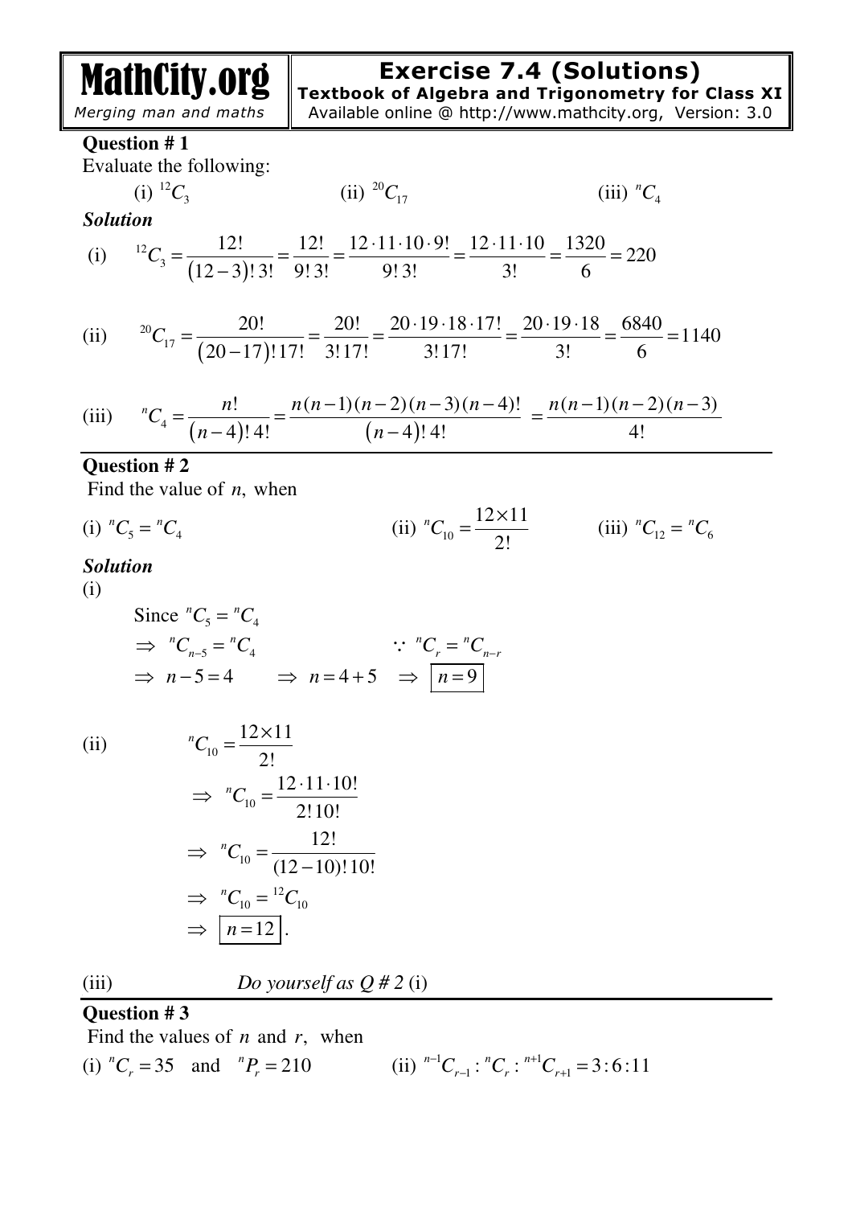# Exercise 7.4 (Solutions)

**Textbook of Algebra and Trigonometry for Class XI**

MathCity.org — *Merging man and maths*

Available online @ http://www.mathcity.org, Version: 3.0

**Question # 1**

Evaluate the following:

(i) ${}^{12}C_3$ (ii) ${}^{20}C_{17}$ (iii) ${}^{n}C_4$

***Solution***

(i) $${}^{12}C_3 = \frac{12!}{(12-3)!\,3!} = \frac{12!}{9!\,3!} = \frac{12\cdot 11\cdot 10\cdot 9!}{9!\,3!} = \frac{12\cdot 11\cdot 10}{3!} = \frac{1320}{6} = 220$$

(ii) $${}^{20}C_{17} = \frac{20!}{(20-17)!\,17!} = \frac{20!}{3!\,17!} = \frac{20\cdot 19\cdot 18\cdot 17!}{3!\,17!} = \frac{20\cdot 19\cdot 18}{3!} = \frac{6840}{6} = 1140$$

(iii) $${}^{n}C_4 = \frac{n!}{(n-4)!\,4!} = \frac{n(n-1)(n-2)(n-3)(n-4)!}{(n-4)!\,4!} = \frac{n(n-1)(n-2)(n-3)}{4!}$$

**Question # 2**

Find the value of $n$, when

(i) ${}^{n}C_5 = {}^{n}C_4$ (ii) ${}^{n}C_{10} = \dfrac{12\times 11}{2!}$ (iii) ${}^{n}C_{12} = {}^{n}C_6$

***Solution***

(i)

Since ${}^{n}C_5 = {}^{n}C_4$

$\Rightarrow\ {}^{n}C_{n-5} = {}^{n}C_4$ $\qquad\because\ {}^{n}C_r = {}^{n}C_{n-r}$

$\Rightarrow\ n-5 = 4 \quad \Rightarrow\ n = 4+5 \quad \Rightarrow\ \boxed{n=9}$

(ii)

$${}^{n}C_{10} = \frac{12\times 11}{2!}$$

$$\Rightarrow\ {}^{n}C_{10} = \frac{12\cdot 11\cdot 10!}{2!\,10!}$$

$$\Rightarrow\ {}^{n}C_{10} = \frac{12!}{(12-10)!\,10!}$$

$$\Rightarrow\ {}^{n}C_{10} = {}^{12}C_{10}$$

$$\Rightarrow\ \boxed{n=12}.$$

(iii) *Do yourself as Q # 2* (i)

**Question # 3**

Find the values of $n$ and $r$, when

(i) ${}^{n}C_r = 35$ and ${}^{n}P_r = 210$ (ii) ${}^{n-1}C_{r-1} : {}^{n}C_r : {}^{n+1}C_{r+1} = 3:6:11$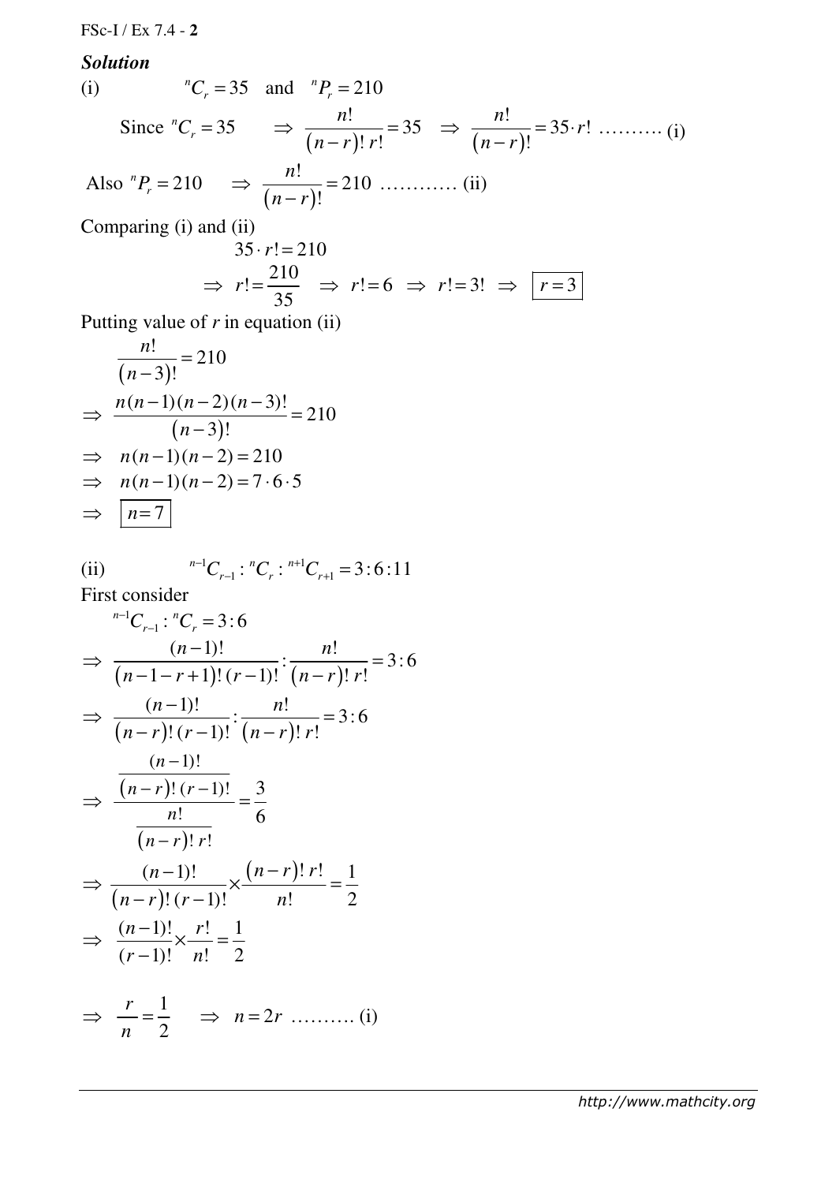***Solution***

(i) $\quad {}^nC_r = 35 \quad \text{and} \quad {}^nP_r = 210$

Since ${}^nC_r = 35 \quad \Rightarrow \dfrac{n!}{(n-r)!\,r!} = 35 \quad \Rightarrow \dfrac{n!}{(n-r)!} = 35 \cdot r!$ ………. (i)

Also ${}^nP_r = 210 \quad \Rightarrow \dfrac{n!}{(n-r)!} = 210$ ………… (ii)

Comparing (i) and (ii)

$$35 \cdot r! = 210$$

$$\Rightarrow r! = \frac{210}{35} \Rightarrow r! = 6 \Rightarrow r! = 3! \Rightarrow \boxed{r = 3}$$

Putting value of $r$ in equation (ii)

$$\frac{n!}{(n-3)!} = 210$$

$$\Rightarrow \frac{n(n-1)(n-2)(n-3)!}{(n-3)!} = 210$$

$$\Rightarrow n(n-1)(n-2) = 210$$

$$\Rightarrow n(n-1)(n-2) = 7 \cdot 6 \cdot 5$$

$$\Rightarrow \boxed{n = 7}$$

(ii) $\quad {}^{n-1}C_{r-1} : {}^nC_r : {}^{n+1}C_{r+1} = 3:6:11$

First consider

$${}^{n-1}C_{r-1} : {}^nC_r = 3:6$$

$$\Rightarrow \frac{(n-1)!}{(n-1-r+1)!\,(r-1)!} : \frac{n!}{(n-r)!\,r!} = 3:6$$

$$\Rightarrow \frac{(n-1)!}{(n-r)!\,(r-1)!} : \frac{n!}{(n-r)!\,r!} = 3:6$$

$$\Rightarrow \frac{\dfrac{(n-1)!}{(n-r)!\,(r-1)!}}{\dfrac{n!}{(n-r)!\,r!}} = \frac{3}{6}$$

$$\Rightarrow \frac{(n-1)!}{(n-r)!\,(r-1)!} \times \frac{(n-r)!\,r!}{n!} = \frac{1}{2}$$

$$\Rightarrow \frac{(n-1)!}{(r-1)!} \times \frac{r!}{n!} = \frac{1}{2}$$

$$\Rightarrow \frac{r}{n} = \frac{1}{2} \quad \Rightarrow n = 2r \text{ ………. (i)}$$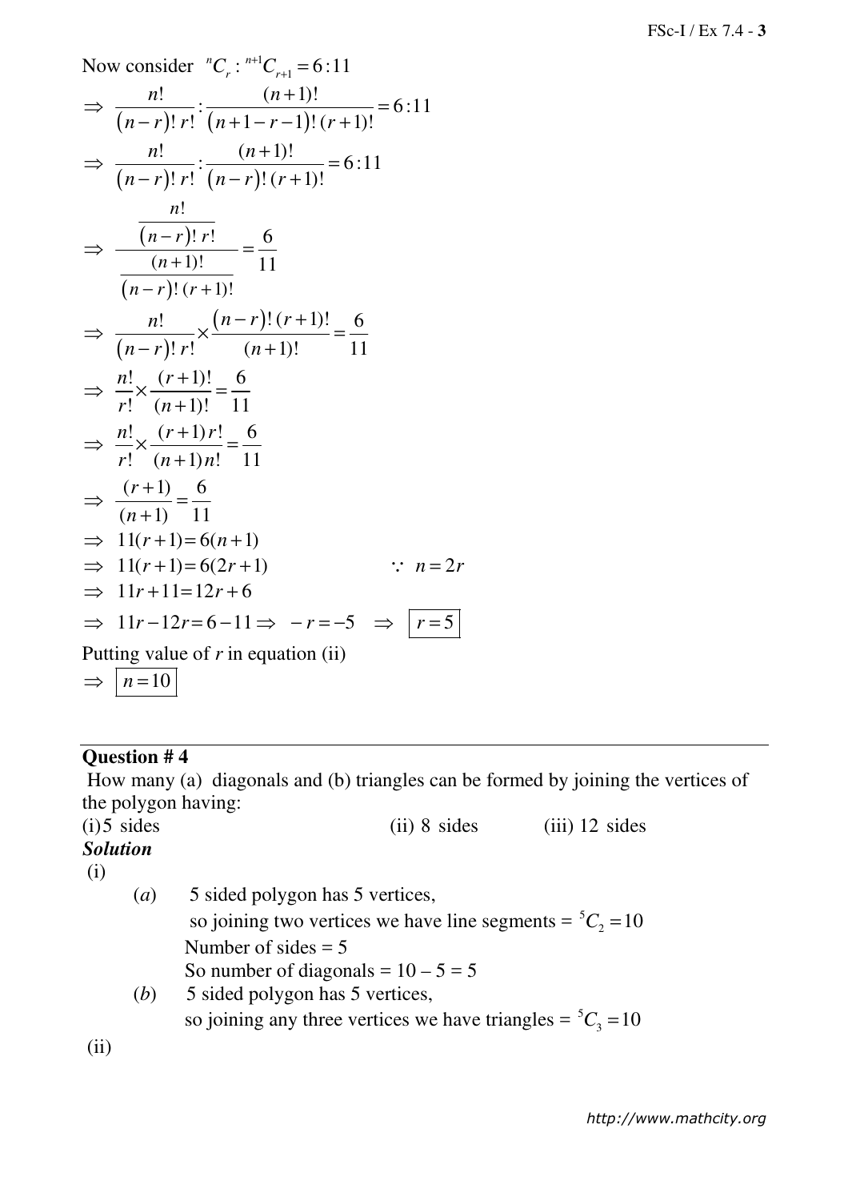Now consider ${}^{n}C_r : {}^{n+1}C_{r+1} = 6:11$

$$\Rightarrow \frac{n!}{(n-r)!\,r!} : \frac{(n+1)!}{(n+1-r-1)!\,(r+1)!} = 6:11$$

$$\Rightarrow \frac{n!}{(n-r)!\,r!} : \frac{(n+1)!}{(n-r)!\,(r+1)!} = 6:11$$

$$\Rightarrow \frac{\dfrac{n!}{(n-r)!\,r!}}{\dfrac{(n+1)!}{(n-r)!\,(r+1)!}} = \frac{6}{11}$$

$$\Rightarrow \frac{n!}{(n-r)!\,r!} \times \frac{(n-r)!\,(r+1)!}{(n+1)!} = \frac{6}{11}$$

$$\Rightarrow \frac{n!}{r!} \times \frac{(r+1)!}{(n+1)!} = \frac{6}{11}$$

$$\Rightarrow \frac{n!}{r!} \times \frac{(r+1)r!}{(n+1)n!} = \frac{6}{11}$$

$$\Rightarrow \frac{(r+1)}{(n+1)} = \frac{6}{11}$$

$$\Rightarrow 11(r+1) = 6(n+1)$$

$$\Rightarrow 11(r+1) = 6(2r+1) \qquad \because\ n = 2r$$

$$\Rightarrow 11r + 11 = 12r + 6$$

$$\Rightarrow 11r - 12r = 6 - 11 \Rightarrow -r = -5 \Rightarrow \boxed{r = 5}$$

Putting value of $r$ in equation (ii)

$$\Rightarrow \boxed{n = 10}$$

---

**Question # 4**

How many (a) diagonals and (b) triangles can be formed by joining the vertices of the polygon having:

(i) 5 sides (ii) 8 sides (iii) 12 sides

***Solution***

(i)

(*a*) 5 sided polygon has 5 vertices,
so joining two vertices we have line segments = ${}^{5}C_2 = 10$
Number of sides = 5
So number of diagonals = 10 – 5 = 5

(*b*) 5 sided polygon has 5 vertices,
so joining any three vertices we have triangles = ${}^{5}C_3 = 10$

(ii)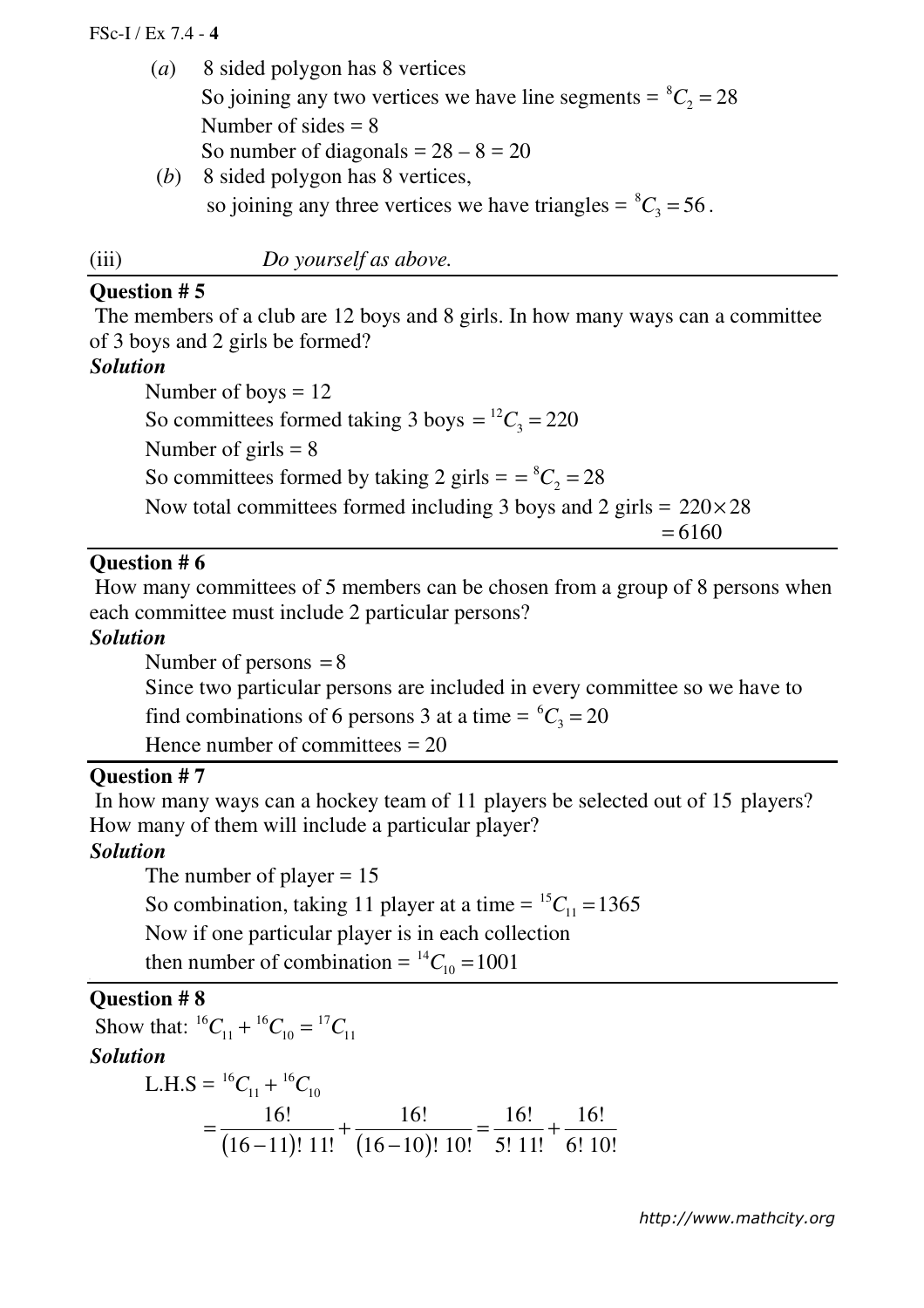(*a*) 8 sided polygon has 8 vertices

So joining any two vertices we have line segments = $^{8}C_2 = 28$

Number of sides = 8

So number of diagonals = 28 – 8 = 20

(*b*) 8 sided polygon has 8 vertices,

so joining any three vertices we have triangles = $^{8}C_3 = 56$.

(iii) *Do yourself as above.*

---

**Question # 5**

The members of a club are 12 boys and 8 girls. In how many ways can a committee of 3 boys and 2 girls be formed?

***Solution***

Number of boys = 12

So committees formed taking 3 boys $= {}^{12}C_3 = 220$

Number of girls = 8

So committees formed by taking 2 girls = $= {}^{8}C_2 = 28$

Now total committees formed including 3 boys and 2 girls = $220 \times 28$

$= 6160$

---

**Question # 6**

How many committees of 5 members can be chosen from a group of 8 persons when each committee must include 2 particular persons?

***Solution***

Number of persons $= 8$

Since two particular persons are included in every committee so we have to find combinations of 6 persons 3 at a time = $^{6}C_3 = 20$

Hence number of committees = 20

---

**Question # 7**

In how many ways can a hockey team of 11 players be selected out of 15 players? How many of them will include a particular player?

***Solution***

The number of player = 15

So combination, taking 11 player at a time = $^{15}C_{11} = 1365$

Now if one particular player is in each collection

then number of combination = $^{14}C_{10} = 1001$

---

**Question # 8**

Show that: $^{16}C_{11} + {}^{16}C_{10} = {}^{17}C_{11}$

***Solution***

L.H.S = $^{16}C_{11} + {}^{16}C_{10}$

$$= \frac{16!}{(16-11)!\,11!} + \frac{16!}{(16-10)!\,10!} = \frac{16!}{5!\,11!} + \frac{16!}{6!\,10!}$$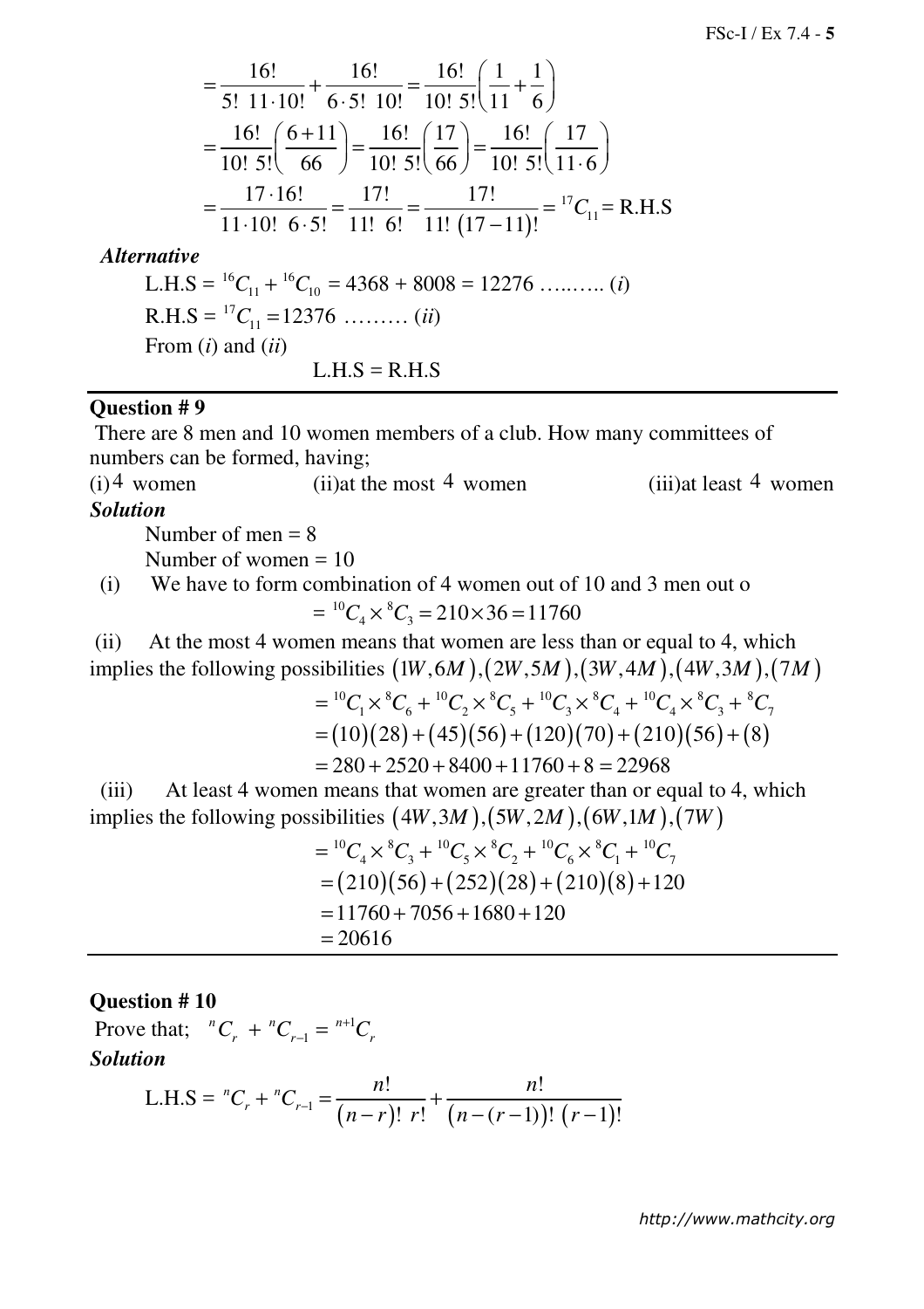$$= \frac{16!}{5!\ 11\cdot 10!} + \frac{16!}{6\cdot 5!\ 10!} = \frac{16!}{10!\ 5!}\left(\frac{1}{11} + \frac{1}{6}\right)$$

$$= \frac{16!}{10!\ 5!}\left(\frac{6+11}{66}\right) = \frac{16!}{10!\ 5!}\left(\frac{17}{66}\right) = \frac{16!}{10!\ 5!}\left(\frac{17}{11\cdot 6}\right)$$

$$= \frac{17\cdot 16!}{11\cdot 10!\ 6\cdot 5!} = \frac{17!}{11!\ 6!} = \frac{17!}{11!\ (17-11)!} = {}^{17}C_{11} = \text{R.H.S}$$

***Alternative***

L.H.S = ${}^{16}C_{11} + {}^{16}C_{10} = 4368 + 8008 = 12276$ …..….. ($i$)

R.H.S = ${}^{17}C_{11} = 12376$ ……… ($ii$)

From ($i$) and ($ii$)

L.H.S = R.H.S

---

**Question # 9**

There are 8 men and 10 women members of a club. How many committees of numbers can be formed, having;

(i) 4 women (ii) at the most 4 women (iii) at least 4 women

***Solution***

Number of men = 8

Number of women = 10

(i) We have to form combination of 4 women out of 10 and 3 men out o

$$= {}^{10}C_4 \times {}^{8}C_3 = 210 \times 36 = 11760$$

(ii) At the most 4 women means that women are less than or equal to 4, which implies the following possibilities $(1W, 6M), (2W, 5M), (3W, 4M), (4W, 3M), (7M)$

$$= {}^{10}C_1 \times {}^{8}C_6 + {}^{10}C_2 \times {}^{8}C_5 + {}^{10}C_3 \times {}^{8}C_4 + {}^{10}C_4 \times {}^{8}C_3 + {}^{8}C_7$$

$$= (10)(28) + (45)(56) + (120)(70) + (210)(56) + (8)$$

$$= 280 + 2520 + 8400 + 11760 + 8 = 22968$$

(iii) At least 4 women means that women are greater than or equal to 4, which implies the following possibilities $(4W, 3M), (5W, 2M), (6W, 1M), (7W)$

$$= {}^{10}C_4 \times {}^{8}C_3 + {}^{10}C_5 \times {}^{8}C_2 + {}^{10}C_6 \times {}^{8}C_1 + {}^{10}C_7$$

$$= (210)(56) + (252)(28) + (210)(8) + 120$$

$$= 11760 + 7056 + 1680 + 120$$

$$= 20616$$

---

**Question # 10**

Prove that; ${}^{n}C_r + {}^{n}C_{r-1} = {}^{n+1}C_r$

***Solution***

$$\text{L.H.S} = {}^{n}C_r + {}^{n}C_{r-1} = \frac{n!}{(n-r)!\ r!} + \frac{n!}{(n-(r-1))!\ (r-1)!}$$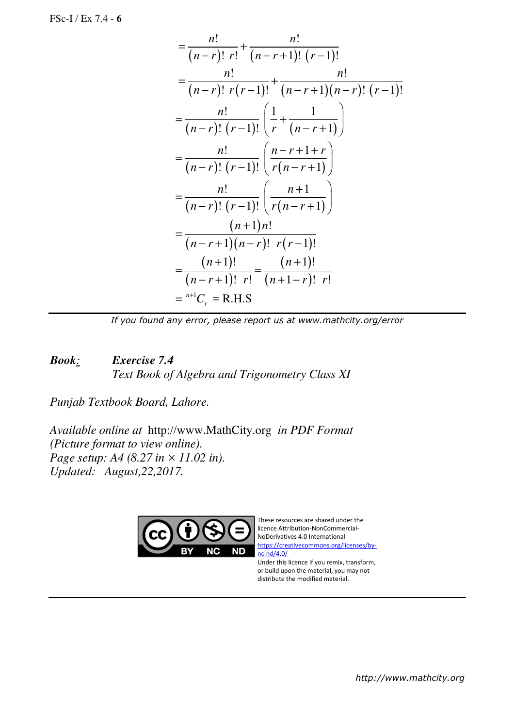$$
\begin{aligned}
&= \frac{n!}{(n-r)!\; r!} + \frac{n!}{(n-r+1)!\; (r-1)!} \\
&= \frac{n!}{(n-r)!\; r(r-1)!} + \frac{n!}{(n-r+1)(n-r)!\; (r-1)!} \\
&= \frac{n!}{(n-r)!\; (r-1)!} \left( \frac{1}{r} + \frac{1}{(n-r+1)} \right) \\
&= \frac{n!}{(n-r)!\; (r-1)!} \left( \frac{n-r+1+r}{r(n-r+1)} \right) \\
&= \frac{n!}{(n-r)!\; (r-1)!} \left( \frac{n+1}{r(n-r+1)} \right) \\
&= \frac{(n+1)n!}{(n-r+1)(n-r)!\;\; r(r-1)!} \\
&= \frac{(n+1)!}{(n-r+1)!\;\; r!} = \frac{(n+1)!}{(n+1-r)!\;\; r!} \\
&= {}^{n+1}C_r = \text{R.H.S}
\end{aligned}
$$

---

*If you found any error, please report us at www.mathcity.org/error*

***Book:*** ***Exercise 7.4***
*Text Book of Algebra and Trigonometry Class XI*

*Punjab Textbook Board, Lahore.*

*Available online at* http://www.MathCity.org *in PDF Format*
*(Picture format to view online).*
*Page setup: A4 (8.27 in × 11.02 in).*
*Updated: August,22,2017.*

These resources are shared under the licence Attribution-NonCommercial-NoDerivatives 4.0 International https://creativecommons.org/licenses/by-nc-nd/4.0/
Under this licence if you remix, transform, or build upon the material, you may not distribute the modified material.

---